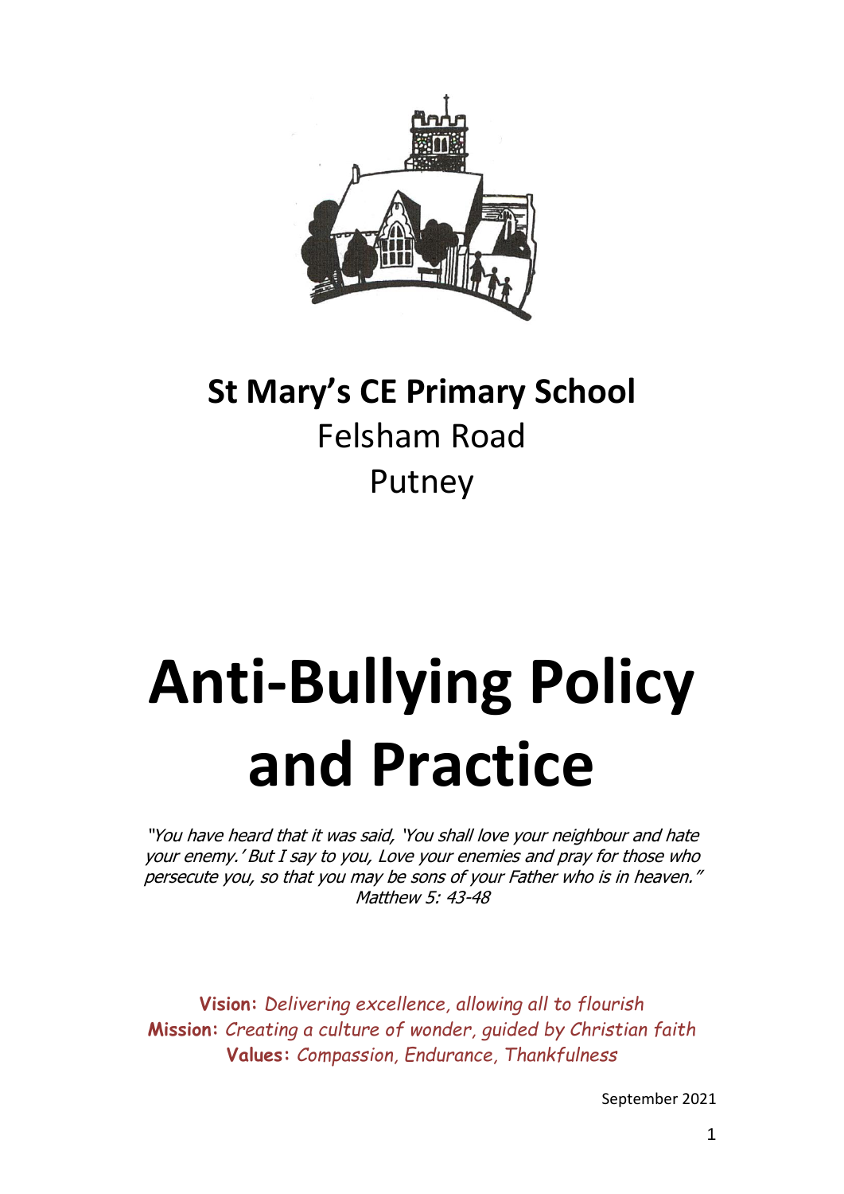**St Mary's CE Primary School**

Felsham Road

Putney

# Anti-Bullying Policy and Practice

*"You have heard that it was said, 'You shall love your neighbour and hate your enemy.' But I say to you, Love your enemies and pray for those who persecute you, so that you may be sons of your Father who is in heaven."*
*Matthew 5: 43-48*

**Vision:** *Delivering excellence, allowing all to flourish*
**Mission:** *Creating a culture of wonder, guided by Christian faith*
**Values:** *Compassion, Endurance, Thankfulness*

September 2021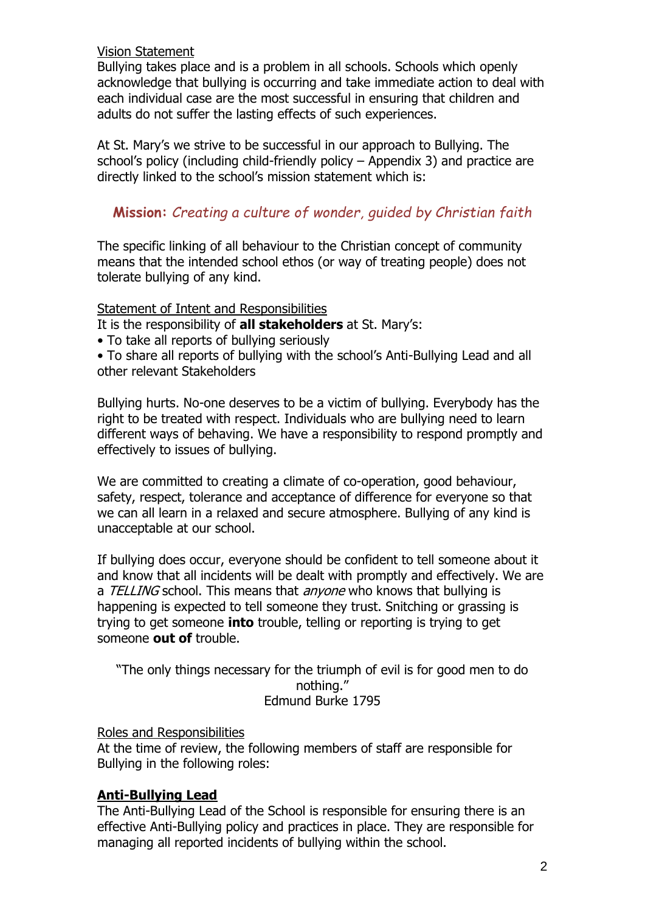<u>Vision Statement</u>

Bullying takes place and is a problem in all schools. Schools which openly acknowledge that bullying is occurring and take immediate action to deal with each individual case are the most successful in ensuring that children and adults do not suffer the lasting effects of such experiences.

At St. Mary's we strive to be successful in our approach to Bullying. The school's policy (including child-friendly policy – Appendix 3) and practice are directly linked to the school's mission statement which is:

**Mission:** *Creating a culture of wonder, guided by Christian faith*

The specific linking of all behaviour to the Christian concept of community means that the intended school ethos (or way of treating people) does not tolerate bullying of any kind.

<u>Statement of Intent and Responsibilities</u>

It is the responsibility of **all stakeholders** at St. Mary's:

- To take all reports of bullying seriously
- To share all reports of bullying with the school's Anti-Bullying Lead and all other relevant Stakeholders

Bullying hurts. No-one deserves to be a victim of bullying. Everybody has the right to be treated with respect. Individuals who are bullying need to learn different ways of behaving. We have a responsibility to respond promptly and effectively to issues of bullying.

We are committed to creating a climate of co-operation, good behaviour, safety, respect, tolerance and acceptance of difference for everyone so that we can all learn in a relaxed and secure atmosphere. Bullying of any kind is unacceptable at our school.

If bullying does occur, everyone should be confident to tell someone about it and know that all incidents will be dealt with promptly and effectively. We are a *TELLING* school. This means that *anyone* who knows that bullying is happening is expected to tell someone they trust. Snitching or grassing is trying to get someone **into** trouble, telling or reporting is trying to get someone **out of** trouble.

"The only things necessary for the triumph of evil is for good men to do nothing."
Edmund Burke 1795

<u>Roles and Responsibilities</u>

At the time of review, the following members of staff are responsible for Bullying in the following roles:

**<u>Anti-Bullying Lead</u>**

The Anti-Bullying Lead of the School is responsible for ensuring there is an effective Anti-Bullying policy and practices in place. They are responsible for managing all reported incidents of bullying within the school.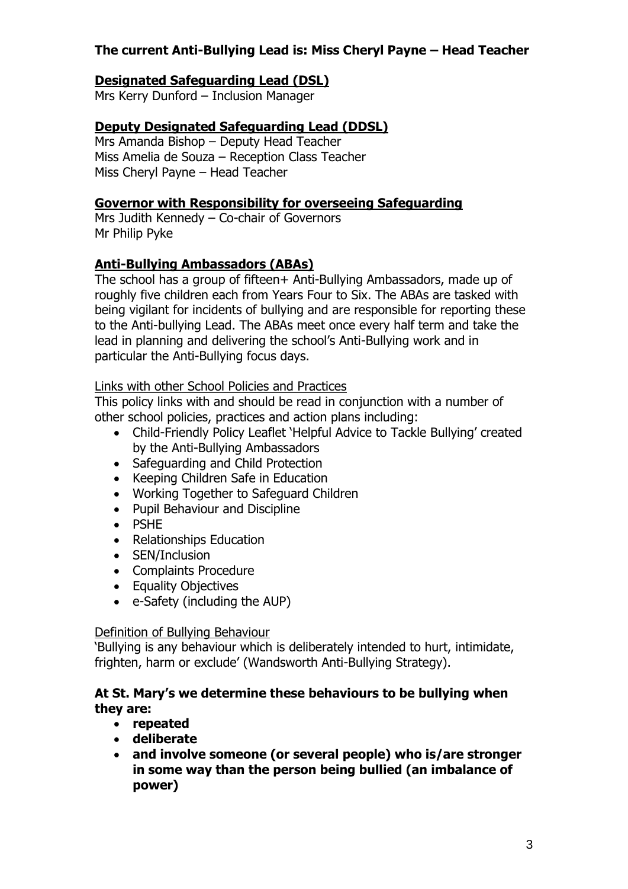**The current Anti-Bullying Lead is: Miss Cheryl Payne – Head Teacher**

**Designated Safeguarding Lead (DSL)**

Mrs Kerry Dunford – Inclusion Manager

**Deputy Designated Safeguarding Lead (DDSL)**

Mrs Amanda Bishop – Deputy Head Teacher
Miss Amelia de Souza – Reception Class Teacher
Miss Cheryl Payne – Head Teacher

**Governor with Responsibility for overseeing Safeguarding**

Mrs Judith Kennedy – Co-chair of Governors
Mr Philip Pyke

**Anti-Bullying Ambassadors (ABAs)**

The school has a group of fifteen+ Anti-Bullying Ambassadors, made up of roughly five children each from Years Four to Six. The ABAs are tasked with being vigilant for incidents of bullying and are responsible for reporting these to the Anti-bullying Lead. The ABAs meet once every half term and take the lead in planning and delivering the school's Anti-Bullying work and in particular the Anti-Bullying focus days.

Links with other School Policies and Practices

This policy links with and should be read in conjunction with a number of other school policies, practices and action plans including:

- Child-Friendly Policy Leaflet 'Helpful Advice to Tackle Bullying' created by the Anti-Bullying Ambassadors
- Safeguarding and Child Protection
- Keeping Children Safe in Education
- Working Together to Safeguard Children
- Pupil Behaviour and Discipline
- PSHE
- Relationships Education
- SEN/Inclusion
- Complaints Procedure
- Equality Objectives
- e-Safety (including the AUP)

Definition of Bullying Behaviour

'Bullying is any behaviour which is deliberately intended to hurt, intimidate, frighten, harm or exclude' (Wandsworth Anti-Bullying Strategy).

**At St. Mary's we determine these behaviours to be bullying when they are:**

- **repeated**
- **deliberate**
- **and involve someone (or several people) who is/are stronger in some way than the person being bullied (an imbalance of power)**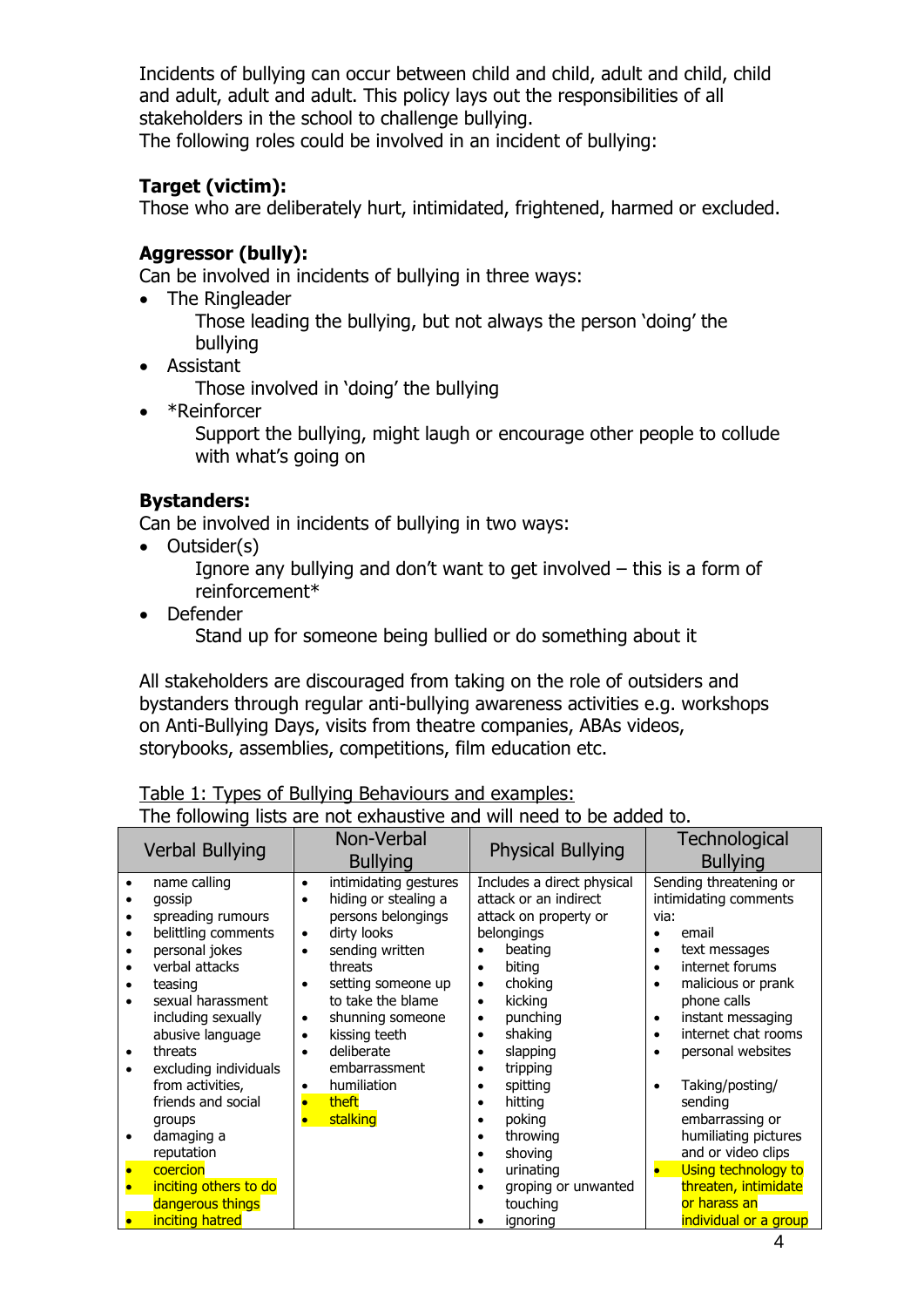Incidents of bullying can occur between child and child, adult and child, child and adult, adult and adult. This policy lays out the responsibilities of all stakeholders in the school to challenge bullying.
The following roles could be involved in an incident of bullying:

**Target (victim):**
Those who are deliberately hurt, intimidated, frightened, harmed or excluded.

**Aggressor (bully):**
Can be involved in incidents of bullying in three ways:

- The Ringleader
  Those leading the bullying, but not always the person 'doing' the bullying
- Assistant
  Those involved in 'doing' the bullying
- *Reinforcer
  Support the bullying, might laugh or encourage other people to collude with what's going on

**Bystanders:**
Can be involved in incidents of bullying in two ways:

- Outsider(s)
  Ignore any bullying and don't want to get involved – this is a form of reinforcement*
- Defender
  Stand up for someone being bullied or do something about it

All stakeholders are discouraged from taking on the role of outsiders and bystanders through regular anti-bullying awareness activities e.g. workshops on Anti-Bullying Days, visits from theatre companies, ABAs videos, storybooks, assemblies, competitions, film education etc.

Table 1: Types of Bullying Behaviours and examples:
The following lists are not exhaustive and will need to be added to.

| Verbal Bullying | Non-Verbal Bullying | Physical Bullying | Technological Bullying |
|---|---|---|---|
| • name calling<br>• gossip<br>• spreading rumours<br>• belittling comments<br>• personal jokes<br>• verbal attacks<br>• teasing<br>• sexual harassment including sexually abusive language<br>• threats<br>• excluding individuals from activities, friends and social groups<br>• damaging a reputation<br>• coercion<br>• inciting others to do dangerous things<br>• inciting hatred | • intimidating gestures<br>• hiding or stealing a persons belongings<br>• dirty looks<br>• sending written threats<br>• setting someone up to take the blame<br>• shunning someone<br>• kissing teeth<br>• deliberate embarrassment<br>• humiliation<br>• theft<br>• stalking | Includes a direct physical attack or an indirect attack on property or belongings<br>• beating<br>• biting<br>• choking<br>• kicking<br>• punching<br>• shaking<br>• slapping<br>• tripping<br>• spitting<br>• hitting<br>• poking<br>• throwing<br>• shoving<br>• urinating<br>• groping or unwanted touching<br>• ignoring | Sending threatening or intimidating comments via:<br>• email<br>• text messages<br>• internet forums<br>• malicious or prank phone calls<br>• instant messaging<br>• internet chat rooms<br>• personal websites<br><br>• Taking/posting/ sending embarrassing or humiliating pictures and or video clips<br>• Using technology to threaten, intimidate or harass an individual or a group |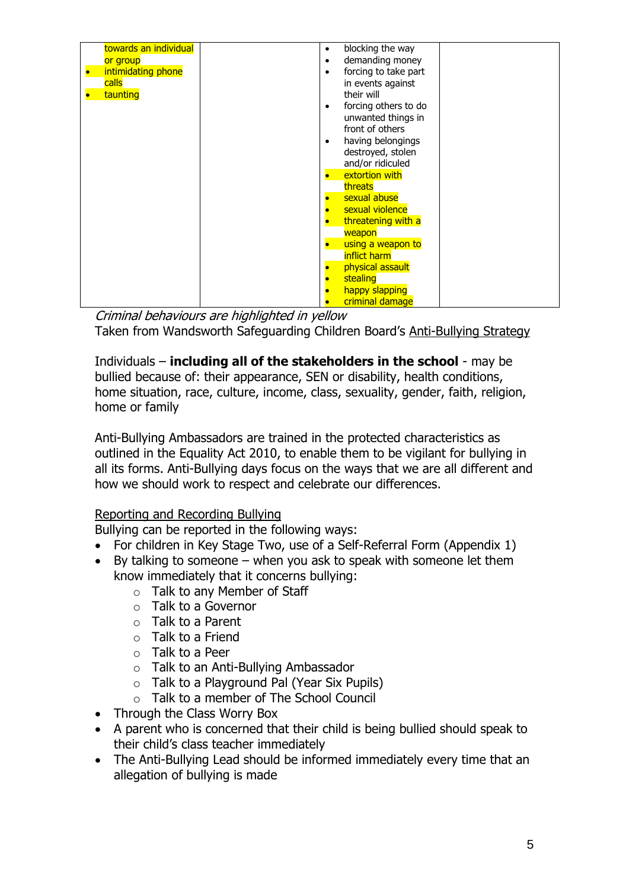| | | | |
|---|---|---|---|
| towards an individual or group<br>• intimidating phone calls<br>• taunting | | • blocking the way<br>• demanding money<br>• forcing to take part in events against their will<br>• forcing others to do unwanted things in front of others<br>• having belongings destroyed, stolen and/or ridiculed<br>• extortion with threats<br>• sexual abuse<br>• sexual violence<br>• threatening with a weapon<br>• using a weapon to inflict harm<br>• physical assault<br>• stealing<br>• happy slapping<br>• criminal damage | |

*Criminal behaviours are highlighted in yellow*
Taken from Wandsworth Safeguarding Children Board's Anti-Bullying Strategy

Individuals – **including all of the stakeholders in the school** - may be bullied because of: their appearance, SEN or disability, health conditions, home situation, race, culture, income, class, sexuality, gender, faith, religion, home or family

Anti-Bullying Ambassadors are trained in the protected characteristics as outlined in the Equality Act 2010, to enable them to be vigilant for bullying in all its forms. Anti-Bullying days focus on the ways that we are all different and how we should work to respect and celebrate our differences.

Reporting and Recording Bullying

Bullying can be reported in the following ways:

- For children in Key Stage Two, use of a Self-Referral Form (Appendix 1)
- By talking to someone – when you ask to speak with someone let them know immediately that it concerns bullying:
    - Talk to any Member of Staff
    - Talk to a Governor
    - Talk to a Parent
    - Talk to a Friend
    - Talk to a Peer
    - Talk to an Anti-Bullying Ambassador
    - Talk to a Playground Pal (Year Six Pupils)
    - Talk to a member of The School Council
- Through the Class Worry Box
- A parent who is concerned that their child is being bullied should speak to their child's class teacher immediately
- The Anti-Bullying Lead should be informed immediately every time that an allegation of bullying is made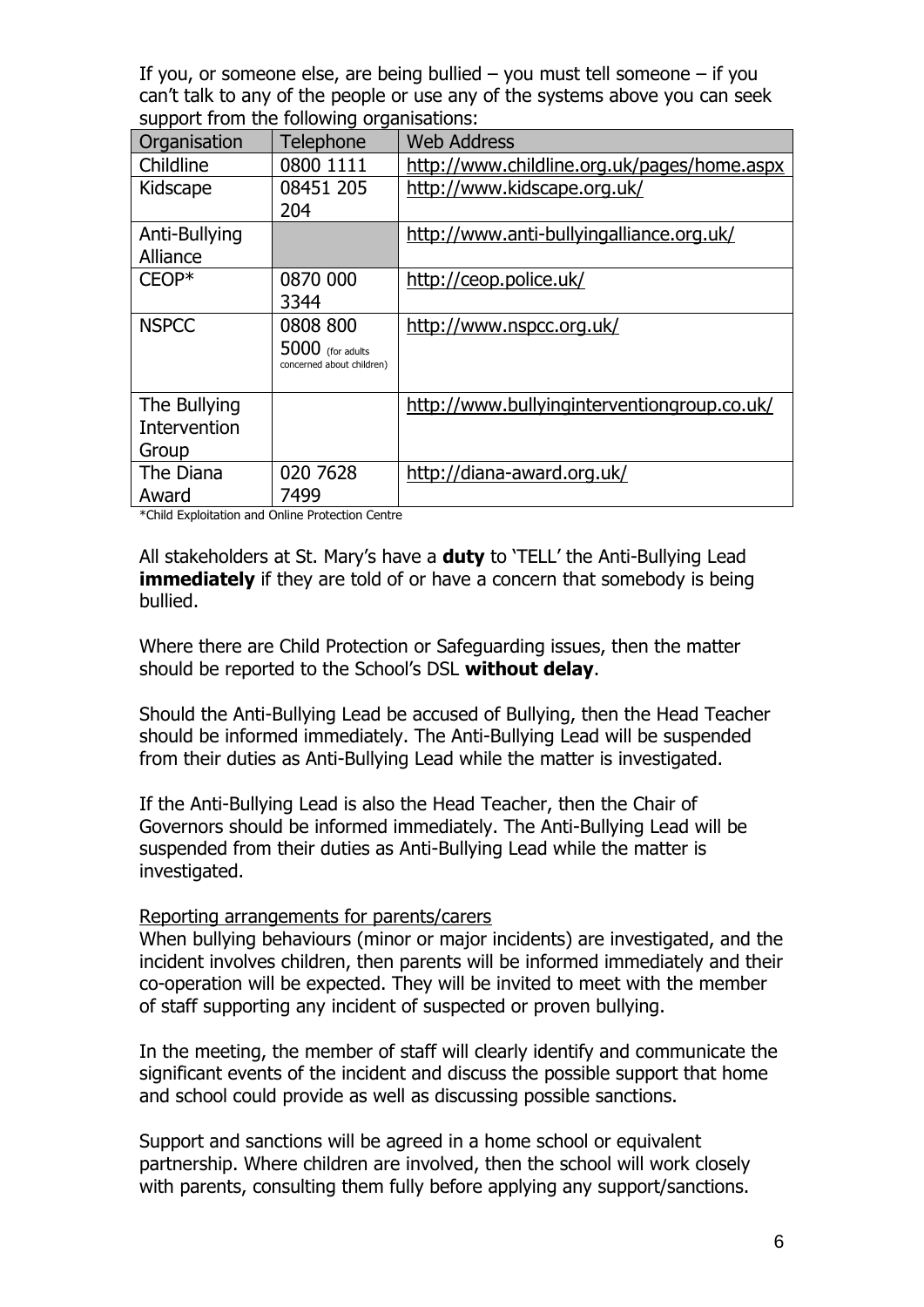If you, or someone else, are being bullied – you must tell someone – if you can't talk to any of the people or use any of the systems above you can seek support from the following organisations:

| Organisation | Telephone | Web Address |
|---|---|---|
| Childline | 0800 1111 | http://www.childline.org.uk/pages/home.aspx |
| Kidscape | 08451 205 204 | http://www.kidscape.org.uk/ |
| Anti-Bullying Alliance | | http://www.anti-bullyingalliance.org.uk/ |
| CEOP* | 0870 000 3344 | http://ceop.police.uk/ |
| NSPCC | 0808 800 5000 (for adults concerned about children) | http://www.nspcc.org.uk/ |
| The Bullying Intervention Group | | http://www.bullyinginterventiongroup.co.uk/ |
| The Diana Award | 020 7628 7499 | http://diana-award.org.uk/ |

*Child Exploitation and Online Protection Centre

All stakeholders at St. Mary's have a **duty** to 'TELL' the Anti-Bullying Lead **immediately** if they are told of or have a concern that somebody is being bullied.

Where there are Child Protection or Safeguarding issues, then the matter should be reported to the School's DSL **without delay**.

Should the Anti-Bullying Lead be accused of Bullying, then the Head Teacher should be informed immediately. The Anti-Bullying Lead will be suspended from their duties as Anti-Bullying Lead while the matter is investigated.

If the Anti-Bullying Lead is also the Head Teacher, then the Chair of Governors should be informed immediately. The Anti-Bullying Lead will be suspended from their duties as Anti-Bullying Lead while the matter is investigated.

Reporting arrangements for parents/carers

When bullying behaviours (minor or major incidents) are investigated, and the incident involves children, then parents will be informed immediately and their co-operation will be expected. They will be invited to meet with the member of staff supporting any incident of suspected or proven bullying.

In the meeting, the member of staff will clearly identify and communicate the significant events of the incident and discuss the possible support that home and school could provide as well as discussing possible sanctions.

Support and sanctions will be agreed in a home school or equivalent partnership. Where children are involved, then the school will work closely with parents, consulting them fully before applying any support/sanctions.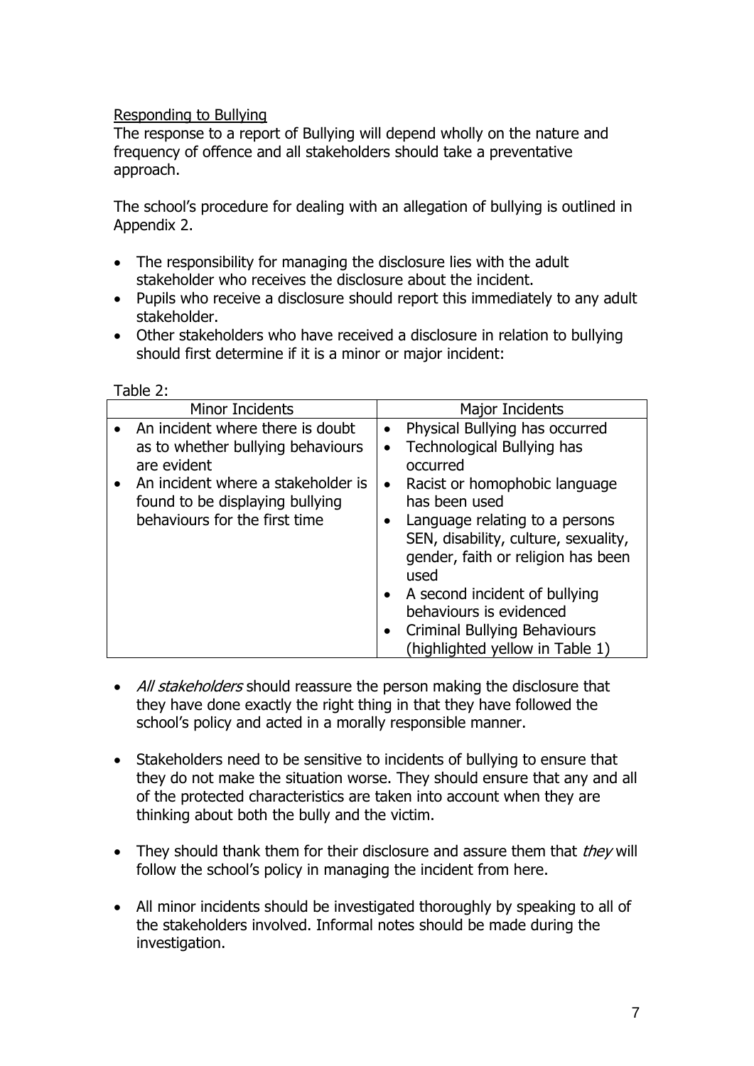Responding to Bullying

The response to a report of Bullying will depend wholly on the nature and frequency of offence and all stakeholders should take a preventative approach.

The school's procedure for dealing with an allegation of bullying is outlined in Appendix 2.

- The responsibility for managing the disclosure lies with the adult stakeholder who receives the disclosure about the incident.
- Pupils who receive a disclosure should report this immediately to any adult stakeholder.
- Other stakeholders who have received a disclosure in relation to bullying should first determine if it is a minor or major incident:

Table 2:

| Minor Incidents | Major Incidents |
|---|---|
| • An incident where there is doubt as to whether bullying behaviours are evident<br>• An incident where a stakeholder is found to be displaying bullying behaviours for the first time | • Physical Bullying has occurred<br>• Technological Bullying has occurred<br>• Racist or homophobic language has been used<br>• Language relating to a persons SEN, disability, culture, sexuality, gender, faith or religion has been used<br>• A second incident of bullying behaviours is evidenced<br>• Criminal Bullying Behaviours (highlighted yellow in Table 1) |

- *All stakeholders* should reassure the person making the disclosure that they have done exactly the right thing in that they have followed the school's policy and acted in a morally responsible manner.

- Stakeholders need to be sensitive to incidents of bullying to ensure that they do not make the situation worse. They should ensure that any and all of the protected characteristics are taken into account when they are thinking about both the bully and the victim.

- They should thank them for their disclosure and assure them that *they* will follow the school's policy in managing the incident from here.

- All minor incidents should be investigated thoroughly by speaking to all of the stakeholders involved. Informal notes should be made during the investigation.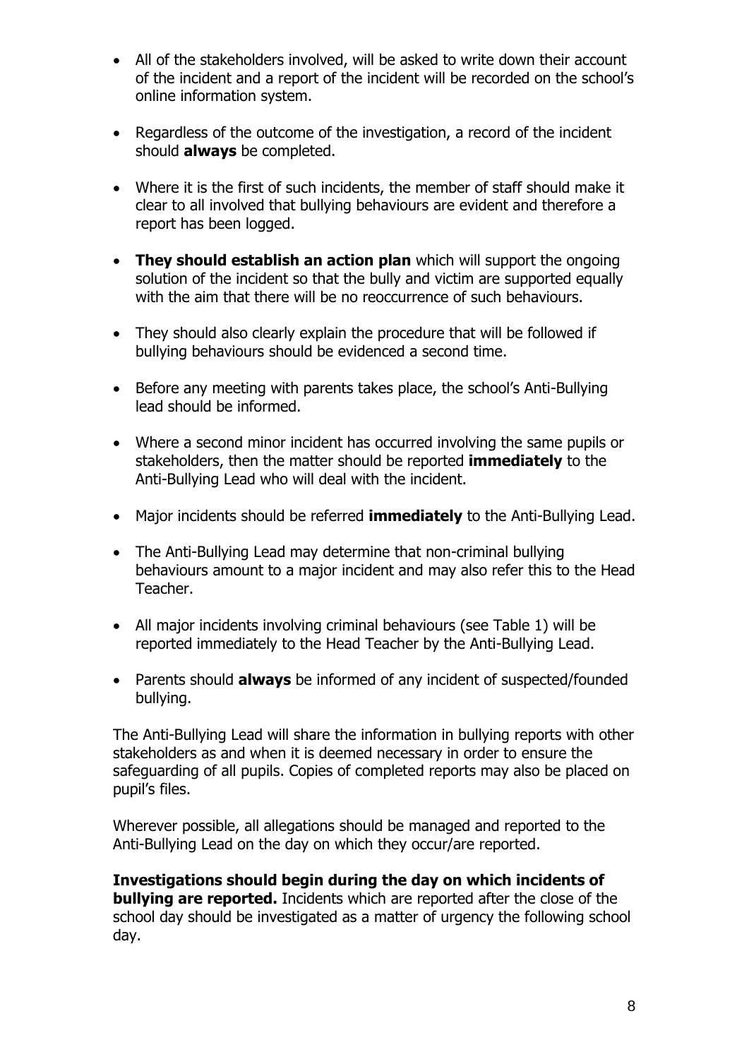- All of the stakeholders involved, will be asked to write down their account of the incident and a report of the incident will be recorded on the school's online information system.
- Regardless of the outcome of the investigation, a record of the incident should **always** be completed.
- Where it is the first of such incidents, the member of staff should make it clear to all involved that bullying behaviours are evident and therefore a report has been logged.
- **They should establish an action plan** which will support the ongoing solution of the incident so that the bully and victim are supported equally with the aim that there will be no reoccurrence of such behaviours.
- They should also clearly explain the procedure that will be followed if bullying behaviours should be evidenced a second time.
- Before any meeting with parents takes place, the school's Anti-Bullying lead should be informed.
- Where a second minor incident has occurred involving the same pupils or stakeholders, then the matter should be reported **immediately** to the Anti-Bullying Lead who will deal with the incident.
- Major incidents should be referred **immediately** to the Anti-Bullying Lead.
- The Anti-Bullying Lead may determine that non-criminal bullying behaviours amount to a major incident and may also refer this to the Head Teacher.
- All major incidents involving criminal behaviours (see Table 1) will be reported immediately to the Head Teacher by the Anti-Bullying Lead.
- Parents should **always** be informed of any incident of suspected/founded bullying.

The Anti-Bullying Lead will share the information in bullying reports with other stakeholders as and when it is deemed necessary in order to ensure the safeguarding of all pupils. Copies of completed reports may also be placed on pupil's files.

Wherever possible, all allegations should be managed and reported to the Anti-Bullying Lead on the day on which they occur/are reported.

**Investigations should begin during the day on which incidents of bullying are reported.** Incidents which are reported after the close of the school day should be investigated as a matter of urgency the following school day.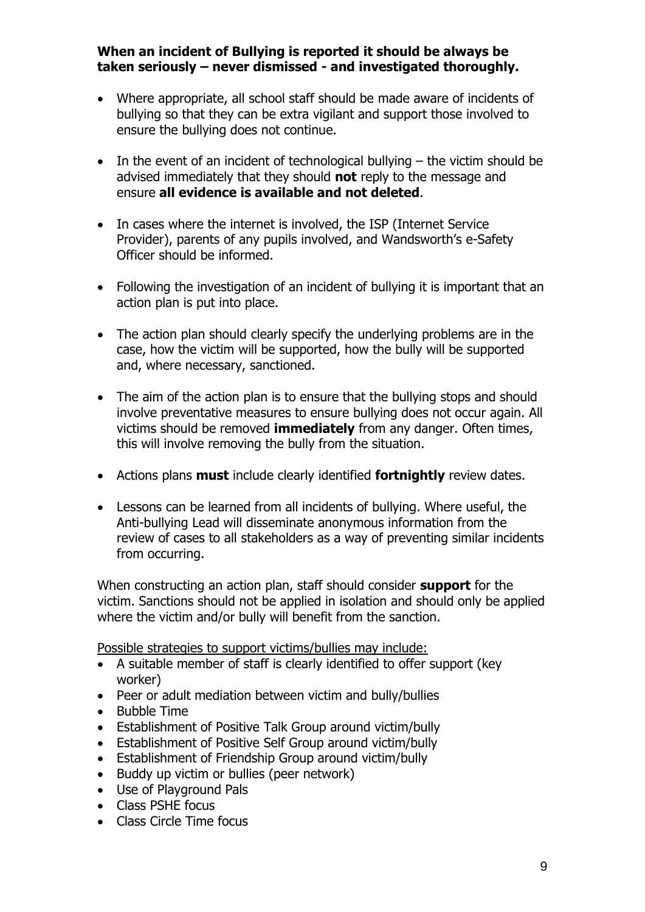**When an incident of Bullying is reported it should be always be taken seriously – never dismissed - and investigated thoroughly.**

- Where appropriate, all school staff should be made aware of incidents of bullying so that they can be extra vigilant and support those involved to ensure the bullying does not continue.

- In the event of an incident of technological bullying – the victim should be advised immediately that they should **not** reply to the message and ensure **all evidence is available and not deleted**.

- In cases where the internet is involved, the ISP (Internet Service Provider), parents of any pupils involved, and Wandsworth's e-Safety Officer should be informed.

- Following the investigation of an incident of bullying it is important that an action plan is put into place.

- The action plan should clearly specify the underlying problems are in the case, how the victim will be supported, how the bully will be supported and, where necessary, sanctioned.

- The aim of the action plan is to ensure that the bullying stops and should involve preventative measures to ensure bullying does not occur again. All victims should be removed **immediately** from any danger. Often times, this will involve removing the bully from the situation.

- Actions plans **must** include clearly identified **fortnightly** review dates.

- Lessons can be learned from all incidents of bullying. Where useful, the Anti-bullying Lead will disseminate anonymous information from the review of cases to all stakeholders as a way of preventing similar incidents from occurring.

When constructing an action plan, staff should consider **support** for the victim. Sanctions should not be applied in isolation and should only be applied where the victim and/or bully will benefit from the sanction.

<u>Possible strategies to support victims/bullies may include:</u>

- A suitable member of staff is clearly identified to offer support (key worker)
- Peer or adult mediation between victim and bully/bullies
- Bubble Time
- Establishment of Positive Talk Group around victim/bully
- Establishment of Positive Self Group around victim/bully
- Establishment of Friendship Group around victim/bully
- Buddy up victim or bullies (peer network)
- Use of Playground Pals
- Class PSHE focus
- Class Circle Time focus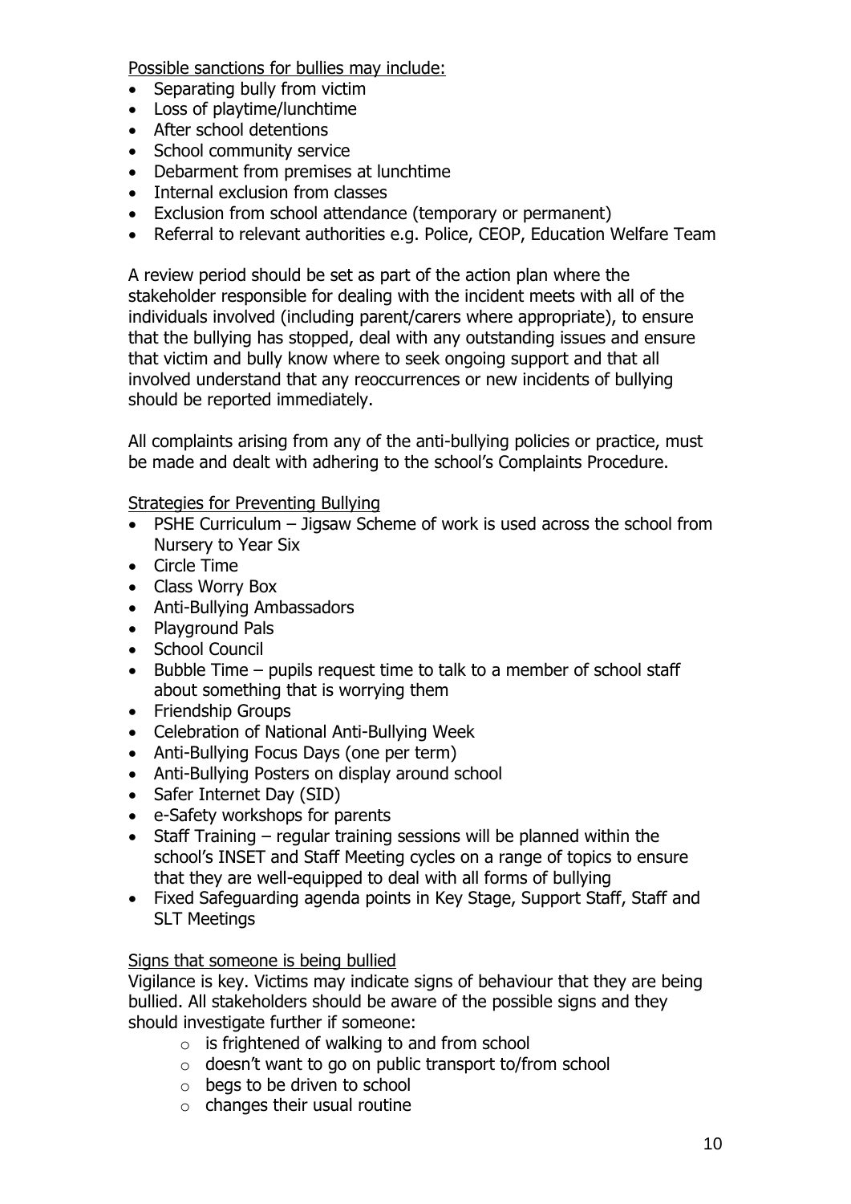Possible sanctions for bullies may include:

- Separating bully from victim
- Loss of playtime/lunchtime
- After school detentions
- School community service
- Debarment from premises at lunchtime
- Internal exclusion from classes
- Exclusion from school attendance (temporary or permanent)
- Referral to relevant authorities e.g. Police, CEOP, Education Welfare Team

A review period should be set as part of the action plan where the stakeholder responsible for dealing with the incident meets with all of the individuals involved (including parent/carers where appropriate), to ensure that the bullying has stopped, deal with any outstanding issues and ensure that victim and bully know where to seek ongoing support and that all involved understand that any reoccurrences or new incidents of bullying should be reported immediately.

All complaints arising from any of the anti-bullying policies or practice, must be made and dealt with adhering to the school's Complaints Procedure.

Strategies for Preventing Bullying

- PSHE Curriculum – Jigsaw Scheme of work is used across the school from Nursery to Year Six
- Circle Time
- Class Worry Box
- Anti-Bullying Ambassadors
- Playground Pals
- School Council
- Bubble Time – pupils request time to talk to a member of school staff about something that is worrying them
- Friendship Groups
- Celebration of National Anti-Bullying Week
- Anti-Bullying Focus Days (one per term)
- Anti-Bullying Posters on display around school
- Safer Internet Day (SID)
- e-Safety workshops for parents
- Staff Training – regular training sessions will be planned within the school's INSET and Staff Meeting cycles on a range of topics to ensure that they are well-equipped to deal with all forms of bullying
- Fixed Safeguarding agenda points in Key Stage, Support Staff, Staff and SLT Meetings

Signs that someone is being bullied

Vigilance is key. Victims may indicate signs of behaviour that they are being bullied. All stakeholders should be aware of the possible signs and they should investigate further if someone:

- is frightened of walking to and from school
- doesn't want to go on public transport to/from school
- begs to be driven to school
- changes their usual routine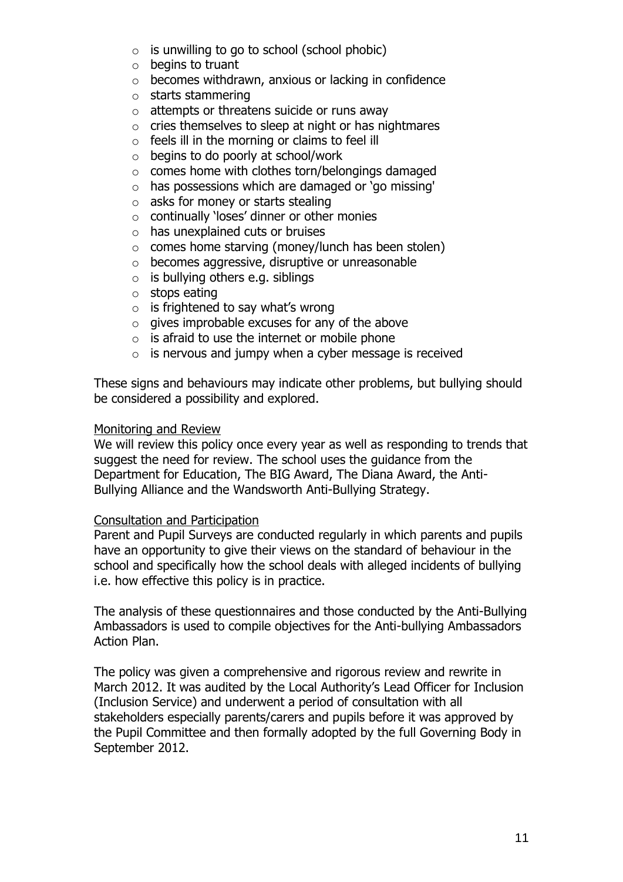- is unwilling to go to school (school phobic)
- begins to truant
- becomes withdrawn, anxious or lacking in confidence
- starts stammering
- attempts or threatens suicide or runs away
- cries themselves to sleep at night or has nightmares
- feels ill in the morning or claims to feel ill
- begins to do poorly at school/work
- comes home with clothes torn/belongings damaged
- has possessions which are damaged or 'go missing'
- asks for money or starts stealing
- continually 'loses' dinner or other monies
- has unexplained cuts or bruises
- comes home starving (money/lunch has been stolen)
- becomes aggressive, disruptive or unreasonable
- is bullying others e.g. siblings
- stops eating
- is frightened to say what's wrong
- gives improbable excuses for any of the above
- is afraid to use the internet or mobile phone
- is nervous and jumpy when a cyber message is received

These signs and behaviours may indicate other problems, but bullying should be considered a possibility and explored.

<u>Monitoring and Review</u>

We will review this policy once every year as well as responding to trends that suggest the need for review. The school uses the guidance from the Department for Education, The BIG Award, The Diana Award, the Anti-Bullying Alliance and the Wandsworth Anti-Bullying Strategy.

<u>Consultation and Participation</u>

Parent and Pupil Surveys are conducted regularly in which parents and pupils have an opportunity to give their views on the standard of behaviour in the school and specifically how the school deals with alleged incidents of bullying i.e. how effective this policy is in practice.

The analysis of these questionnaires and those conducted by the Anti-Bullying Ambassadors is used to compile objectives for the Anti-bullying Ambassadors Action Plan.

The policy was given a comprehensive and rigorous review and rewrite in March 2012. It was audited by the Local Authority's Lead Officer for Inclusion (Inclusion Service) and underwent a period of consultation with all stakeholders especially parents/carers and pupils before it was approved by the Pupil Committee and then formally adopted by the full Governing Body in September 2012.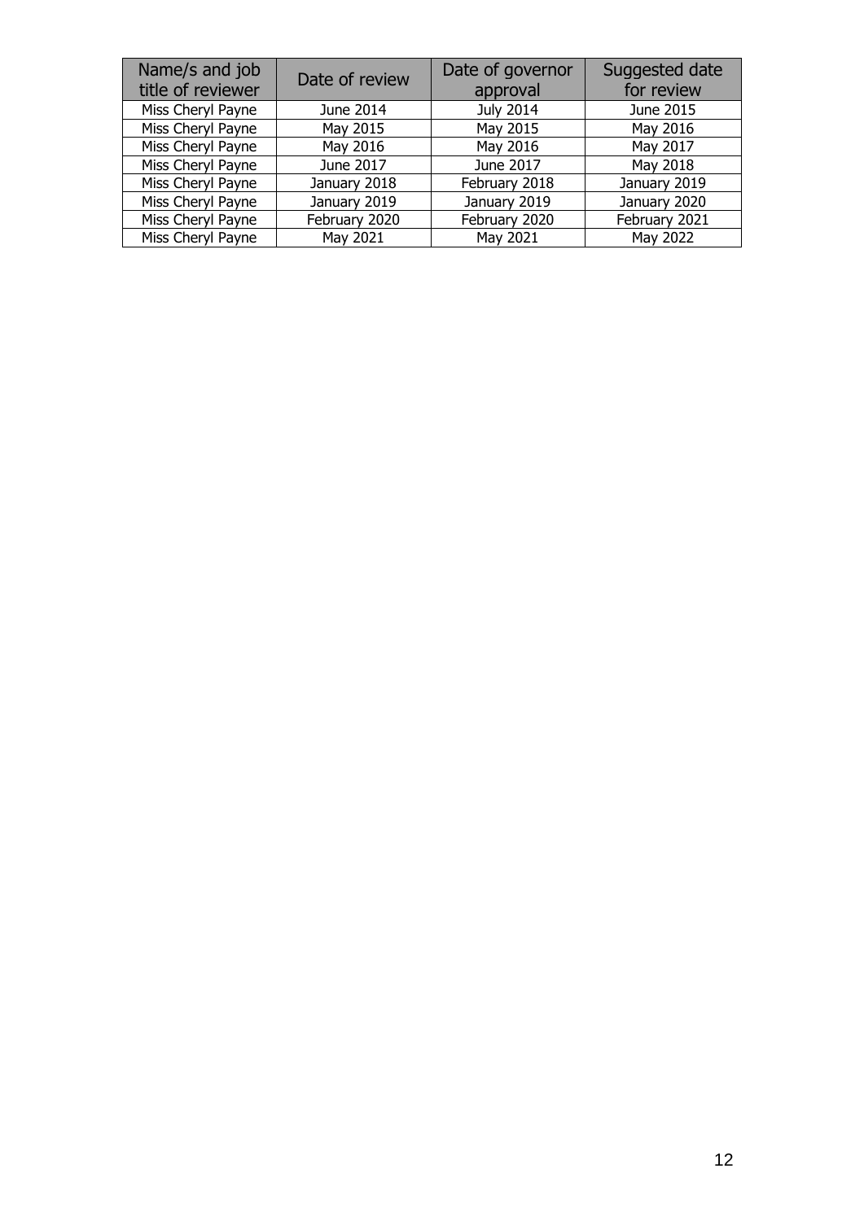| Name/s and job title of reviewer | Date of review | Date of governor approval | Suggested date for review |
| --- | --- | --- | --- |
| Miss Cheryl Payne | June 2014 | July 2014 | June 2015 |
| Miss Cheryl Payne | May 2015 | May 2015 | May 2016 |
| Miss Cheryl Payne | May 2016 | May 2016 | May 2017 |
| Miss Cheryl Payne | June 2017 | June 2017 | May 2018 |
| Miss Cheryl Payne | January 2018 | February 2018 | January 2019 |
| Miss Cheryl Payne | January 2019 | January 2019 | January 2020 |
| Miss Cheryl Payne | February 2020 | February 2020 | February 2021 |
| Miss Cheryl Payne | May 2021 | May 2021 | May 2022 |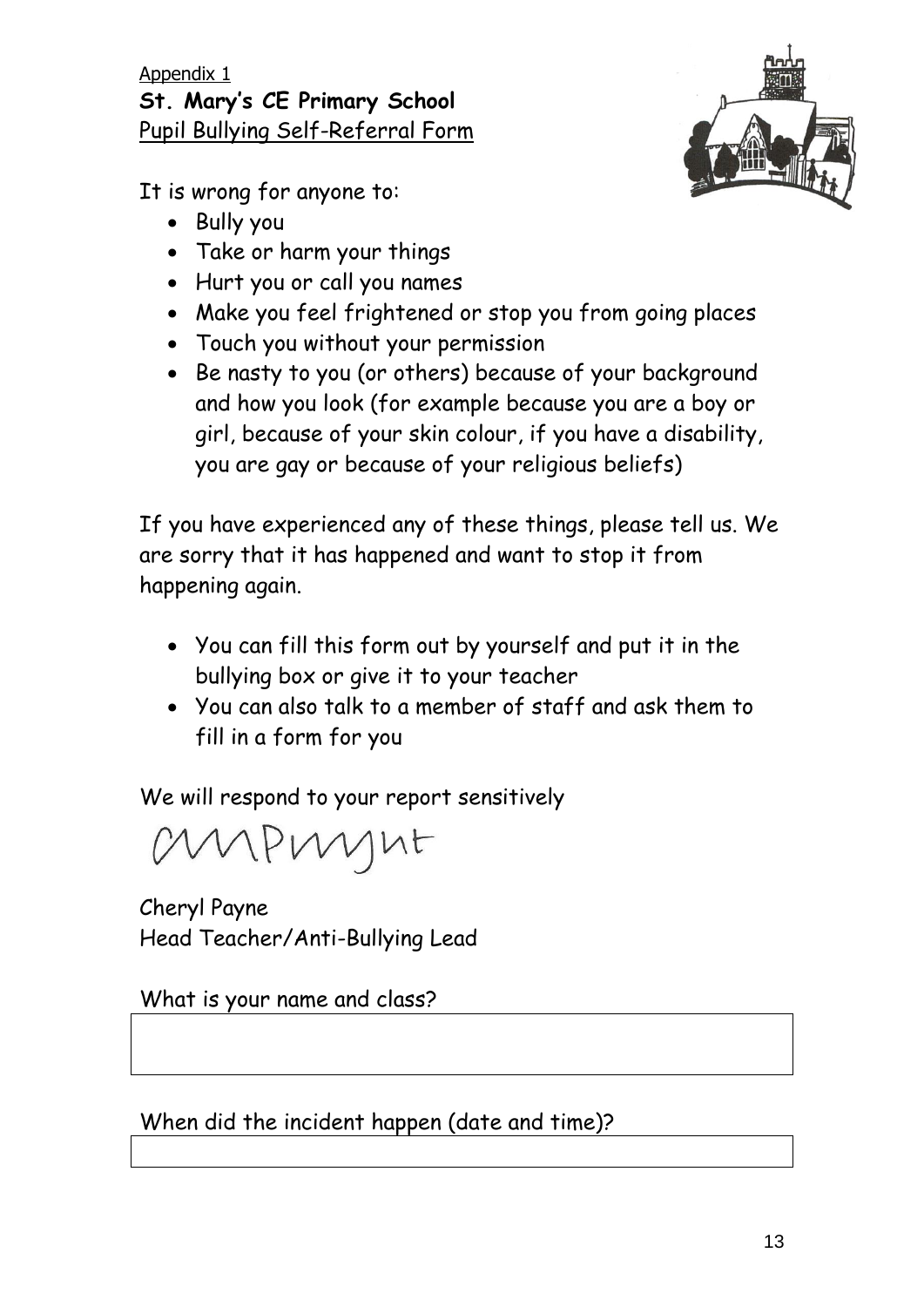Appendix 1

**St. Mary's CE Primary School**

Pupil Bullying Self-Referral Form

It is wrong for anyone to:

- Bully you
- Take or harm your things
- Hurt you or call you names
- Make you feel frightened or stop you from going places
- Touch you without your permission
- Be nasty to you (or others) because of your background and how you look (for example because you are a boy or girl, because of your skin colour, if you have a disability, you are gay or because of your religious beliefs)

If you have experienced any of these things, please tell us. We are sorry that it has happened and want to stop it from happening again.

- You can fill this form out by yourself and put it in the bullying box or give it to your teacher
- You can also talk to a member of staff and ask them to fill in a form for you

We will respond to your report sensitively

Cheryl Payne
Head Teacher/Anti-Bullying Lead

What is your name and class?

| |
|---|
| |

When did the incident happen (date and time)?

| |
|---|
| |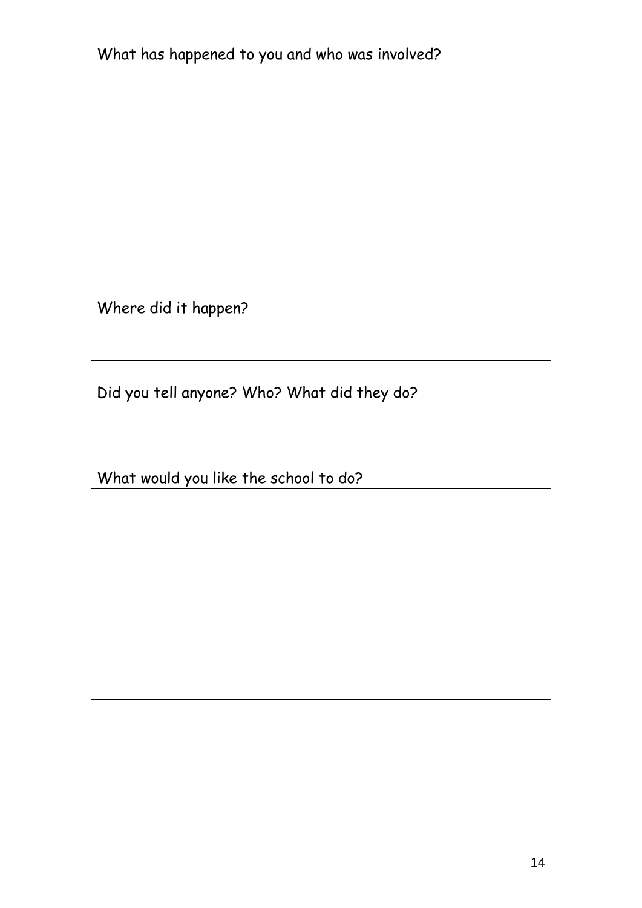What has happened to you and who was involved?

&nbsp;

Where did it happen?

&nbsp;

Did you tell anyone? Who? What did they do?

&nbsp;

What would you like the school to do?

&nbsp;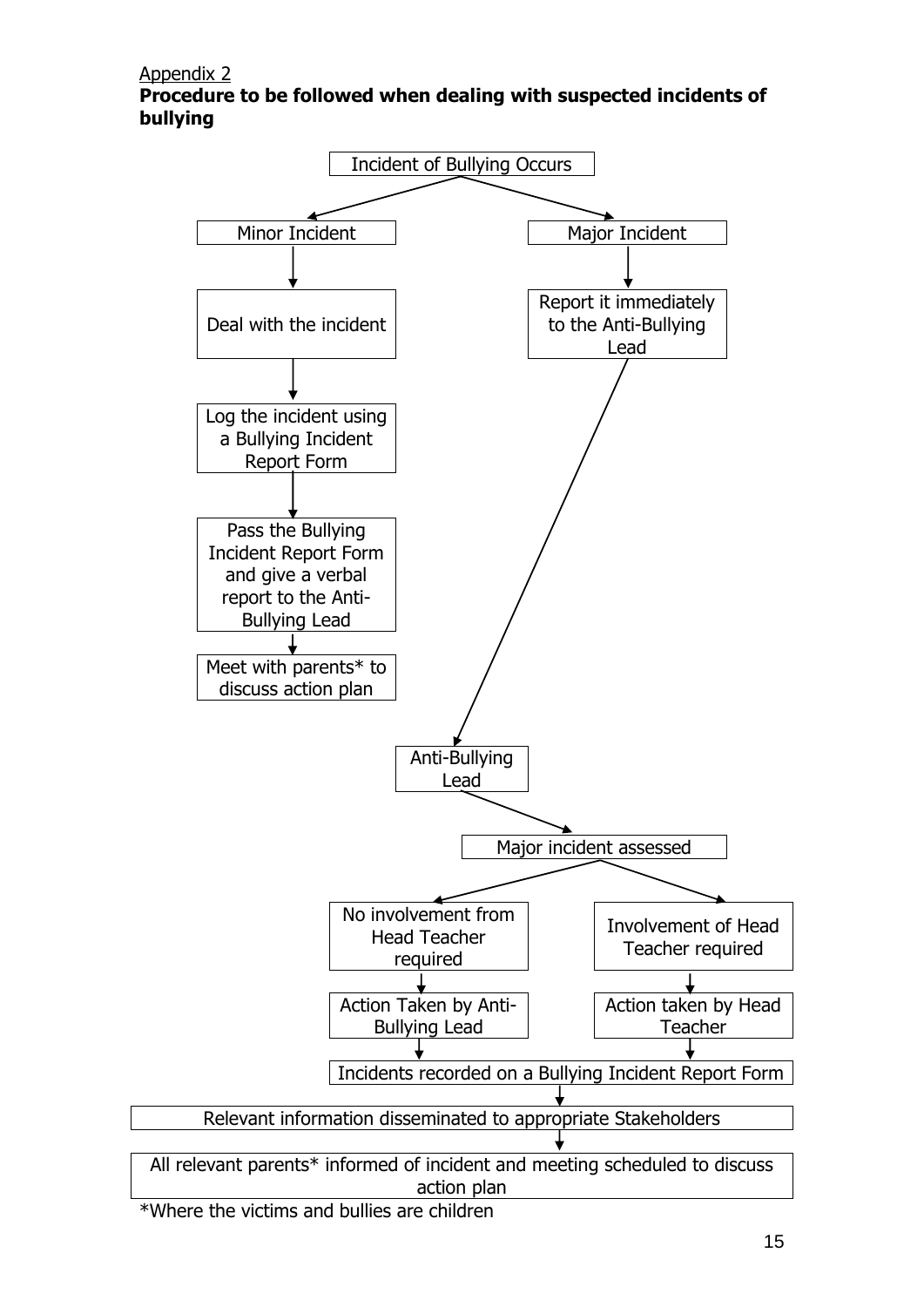Appendix 2

**Procedure to be followed when dealing with suspected incidents of bullying**

Incident of Bullying Occurs

- Minor Incident
  - Deal with the incident
  - Log the incident using a Bullying Incident Report Form
  - Pass the Bullying Incident Report Form and give a verbal report to the Anti-Bullying Lead
  - Meet with parents* to discuss action plan
- Major Incident
  - Report it immediately to the Anti-Bullying Lead
  - Anti-Bullying Lead
  - Major incident assessed
    - No involvement from Head Teacher required
      - Action Taken by Anti-Bullying Lead
    - Involvement of Head Teacher required
      - Action taken by Head Teacher
  - Incidents recorded on a Bullying Incident Report Form
  - Relevant information disseminated to appropriate Stakeholders
  - All relevant parents* informed of incident and meeting scheduled to discuss action plan

*Where the victims and bullies are children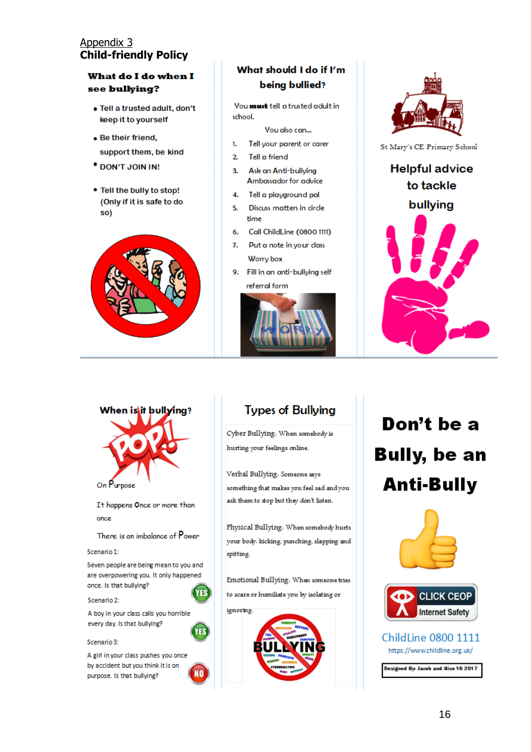Appendix 3

## Child-friendly Policy

### What do I do when I see bullying?

- Tell a trusted adult, don't keep it to yourself
- Be their friend, support them, be kind
- DON'T JOIN IN!
- Tell the bully to stop! (Only if it is safe to do so)

### What should I do if I'm being bullied?

You **must** tell a trusted adult in school.

You also can...

1. Tell your parent or carer
2. Tell a friend
3. Ask an Anti-bullying Ambassador for advice
4. Tell a playground pal
5. Discuss matters in circle time
6. Call ChildLine (0800 1111)
7. Put a note in your class Worry box
9. Fill in an anti-bullying self referral form

St Mary's CE Primary School

### Helpful advice to tackle bullying

### When is it bullying?

On Purpose

It happens Once or more than once

There is an imbalance of Power

Scenario 1:

Seven people are being mean to you and are overpowering you. It only happened once. Is that bullying? YES

Scenario 2:

A boy in your class calls you horrible every day. Is that bullying? YES

Scenario 3:

A girl in your class pushes you once by accident but you think it is on purpose. Is that bullying? NO

### Types of Bullying

Cyber Bullying: When somebody is hurting your feelings online.

Verbal Bullying: Someone says something that makes you feel sad and you ask them to stop but they don't listen.

Physical Bullying: When somebody hurts your body: kicking, punching, slapping and spitting.

Emotional Bullying: When someone tries to scare or humiliate you by isolating or ignoring.

## Don't be a Bully, be an Anti-Bully

CLICK CEOP Internet Safety

ChildLine 0800 1111

https://www.childline.org.uk/

Designed By: Jacob and Alice Y6 2017